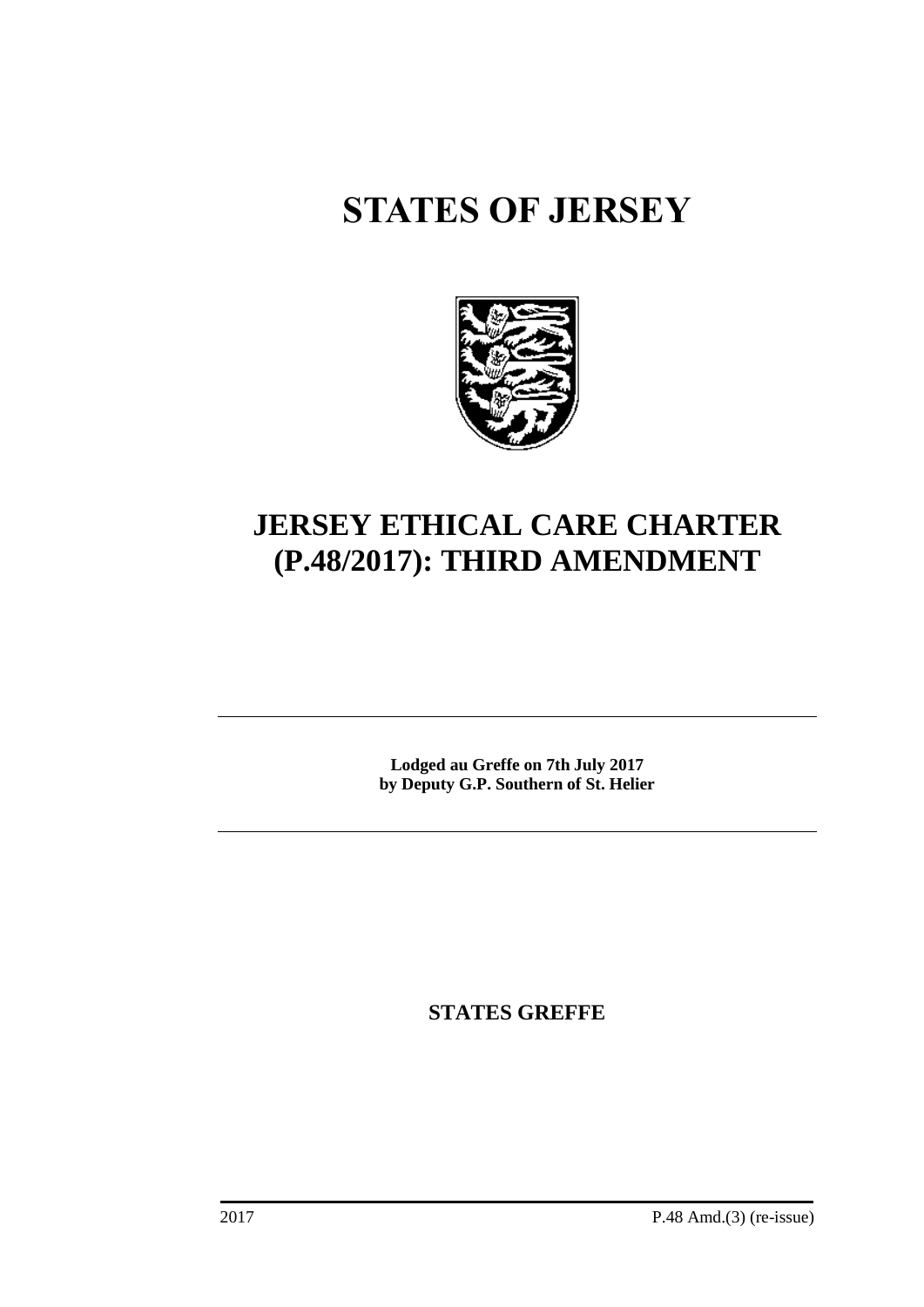# STATES OF JERSEY

# JERSEY ETHICAL CARE CHARTER (P.48/2017): THIRD AMENDMENT

**Lodged au Greffe on 7th July 2017**
**by Deputy G.P. Southern of St. Helier**

**STATES GREFFE**

2017 P.48 Amd.(3) (re-issue)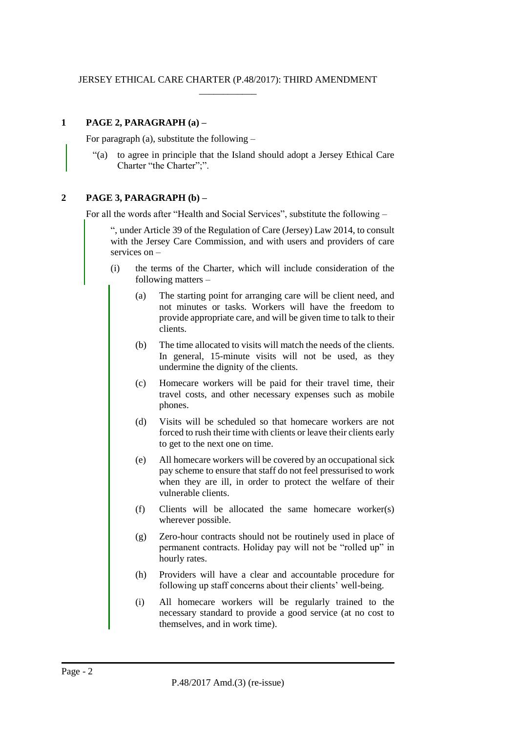JERSEY ETHICAL CARE CHARTER (P.48/2017): THIRD AMENDMENT

\_\_\_\_\_\_\_\_\_\_\_\_

**1 PAGE 2, PARAGRAPH (a) –**

For paragraph (a), substitute the following –

> "(a) to agree in principle that the Island should adopt a Jersey Ethical Care Charter "the Charter";".

**2 PAGE 3, PARAGRAPH (b) –**

For all the words after "Health and Social Services", substitute the following –

> ", under Article 39 of the Regulation of Care (Jersey) Law 2014, to consult with the Jersey Care Commission, and with users and providers of care services on –
>
> (i) the terms of the Charter, which will include consideration of the following matters –
>
> (a) The starting point for arranging care will be client need, and not minutes or tasks. Workers will have the freedom to provide appropriate care, and will be given time to talk to their clients.
>
> (b) The time allocated to visits will match the needs of the clients. In general, 15-minute visits will not be used, as they undermine the dignity of the clients.
>
> (c) Homecare workers will be paid for their travel time, their travel costs, and other necessary expenses such as mobile phones.
>
> (d) Visits will be scheduled so that homecare workers are not forced to rush their time with clients or leave their clients early to get to the next one on time.
>
> (e) All homecare workers will be covered by an occupational sick pay scheme to ensure that staff do not feel pressurised to work when they are ill, in order to protect the welfare of their vulnerable clients.
>
> (f) Clients will be allocated the same homecare worker(s) wherever possible.
>
> (g) Zero-hour contracts should not be routinely used in place of permanent contracts. Holiday pay will not be "rolled up" in hourly rates.
>
> (h) Providers will have a clear and accountable procedure for following up staff concerns about their clients' well-being.
>
> (i) All homecare workers will be regularly trained to the necessary standard to provide a good service (at no cost to themselves, and in work time).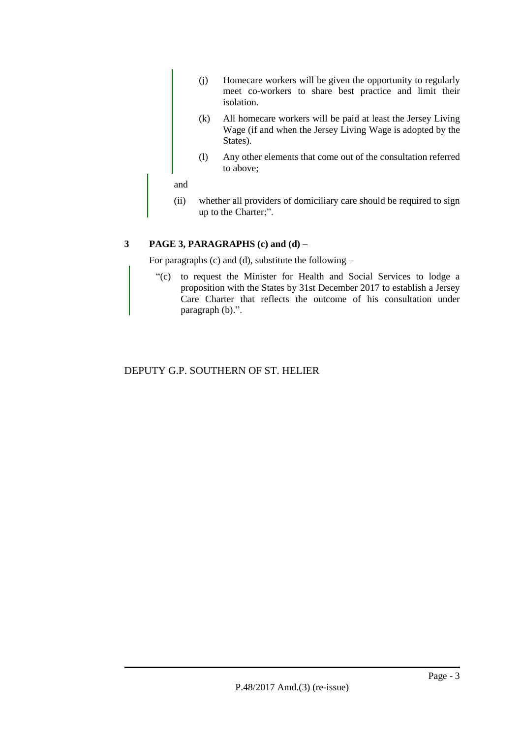(j) Homecare workers will be given the opportunity to regularly meet co-workers to share best practice and limit their isolation.

(k) All homecare workers will be paid at least the Jersey Living Wage (if and when the Jersey Living Wage is adopted by the States).

(l) Any other elements that come out of the consultation referred to above;

and

(ii) whether all providers of domiciliary care should be required to sign up to the Charter;".

**3 PAGE 3, PARAGRAPHS (c) and (d) –**

For paragraphs (c) and (d), substitute the following –

"(c) to request the Minister for Health and Social Services to lodge a proposition with the States by 31st December 2017 to establish a Jersey Care Charter that reflects the outcome of his consultation under paragraph (b).".

DEPUTY G.P. SOUTHERN OF ST. HELIER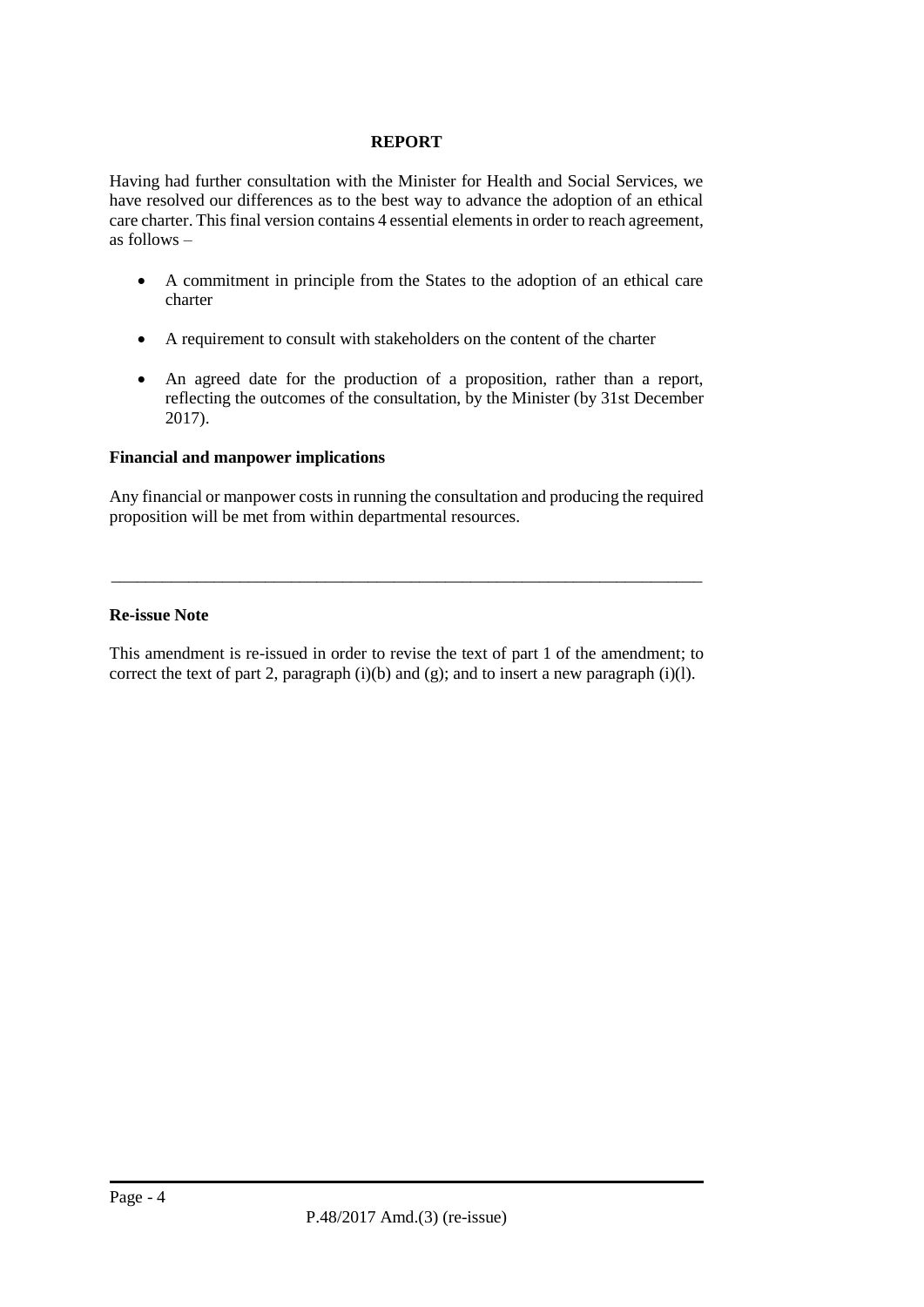**REPORT**

Having had further consultation with the Minister for Health and Social Services, we have resolved our differences as to the best way to advance the adoption of an ethical care charter. This final version contains 4 essential elements in order to reach agreement, as follows –

- A commitment in principle from the States to the adoption of an ethical care charter
- A requirement to consult with stakeholders on the content of the charter
- An agreed date for the production of a proposition, rather than a report, reflecting the outcomes of the consultation, by the Minister (by 31st December 2017).

**Financial and manpower implications**

Any financial or manpower costs in running the consultation and producing the required proposition will be met from within departmental resources.

---

**Re-issue Note**

This amendment is re-issued in order to revise the text of part 1 of the amendment; to correct the text of part 2, paragraph (i)(b) and (g); and to insert a new paragraph (i)(l).